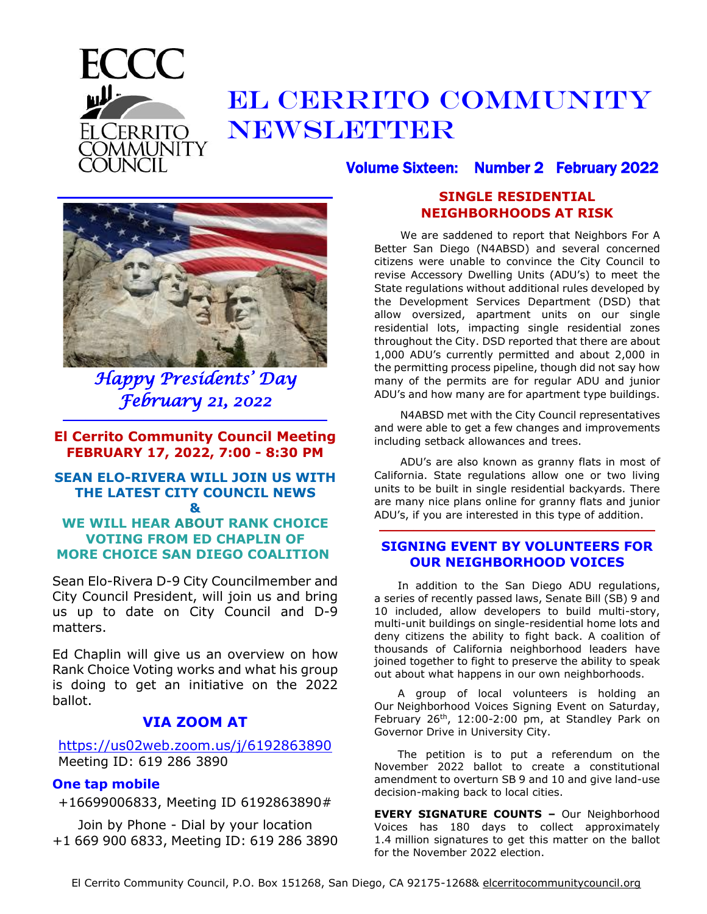# El Cerrito Community Newsletter

ECCC
El Cerrito Community Council

**Volume Sixteen: Number 2 February 2022**

*Happy Presidents' Day*
*February 21, 2022*

## El Cerrito Community Council Meeting
## FEBRUARY 17, 2022, 7:00 - 8:30 PM

### SEAN ELO-RIVERA WILL JOIN US WITH THE LATEST CITY COUNCIL NEWS
### &
### WE WILL HEAR ABOUT RANK CHOICE VOTING FROM ED CHAPLIN OF MORE CHOICE SAN DIEGO COALITION

Sean Elo-Rivera D-9 City Councilmember and City Council President, will join us and bring us up to date on City Council and D-9 matters.

Ed Chaplin will give us an overview on how Rank Choice Voting works and what his group is doing to get an initiative on the 2022 ballot.

### VIA ZOOM AT

https://us02web.zoom.us/j/6192863890
Meeting ID: 619 286 3890

**One tap mobile**
+16699006833, Meeting ID 6192863890#

Join by Phone - Dial by your location
+1 669 900 6833, Meeting ID: 619 286 3890

## SINGLE RESIDENTIAL NEIGHBORHOODS AT RISK

We are saddened to report that Neighbors For A Better San Diego (N4ABSD) and several concerned citizens were unable to convince the City Council to revise Accessory Dwelling Units (ADU's) to meet the State regulations without additional rules developed by the Development Services Department (DSD) that allow oversized, apartment units on our single residential lots, impacting single residential zones throughout the City. DSD reported that there are about 1,000 ADU's currently permitted and about 2,000 in the permitting process pipeline, though did not say how many of the permits are for regular ADU and junior ADU's and how many are for apartment type buildings.

N4ABSD met with the City Council representatives and were able to get a few changes and improvements including setback allowances and trees.

ADU's are also known as granny flats in most of California. State regulations allow one or two living units to be built in single residential backyards. There are many nice plans online for granny flats and junior ADU's, if you are interested in this type of addition.

## SIGNING EVENT BY VOLUNTEERS FOR OUR NEIGHBORHOOD VOICES

In addition to the San Diego ADU regulations, a series of recently passed laws, Senate Bill (SB) 9 and 10 included, allow developers to build multi-story, multi-unit buildings on single-residential home lots and deny citizens the ability to fight back. A coalition of thousands of California neighborhood leaders have joined together to fight to preserve the ability to speak out about what happens in our own neighborhoods.

A group of local volunteers is holding an Our Neighborhood Voices Signing Event on Saturday, February 26th, 12:00-2:00 pm, at Standley Park on Governor Drive in University City.

The petition is to put a referendum on the November 2022 ballot to create a constitutional amendment to overturn SB 9 and 10 and give land-use decision-making back to local cities.

**EVERY SIGNATURE COUNTS –** Our Neighborhood Voices has 180 days to collect approximately 1.4 million signatures to get this matter on the ballot for the November 2022 election.

El Cerrito Community Council, P.O. Box 151268, San Diego, CA 92175-1268& elcerritocommunitycouncil.org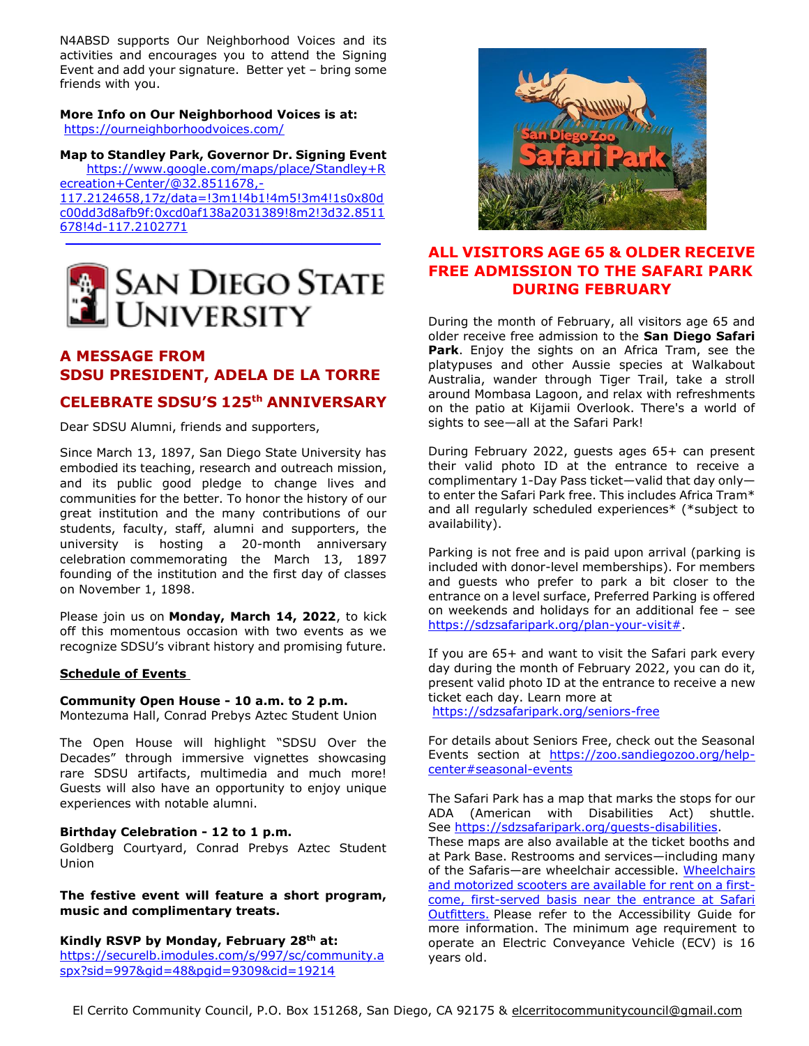N4ABSD supports Our Neighborhood Voices and its activities and encourages you to attend the Signing Event and add your signature. Better yet – bring some friends with you.

**More Info on Our Neighborhood Voices is at:**
https://ourneighborhoodvoices.com/

**Map to Standley Park, Governor Dr. Signing Event**
https://www.google.com/maps/place/Standley+Recreation+Center/@32.8511678,-117.2124658,17z/data=!3m1!4b1!4m5!3m4!1s0x80dc00dd3d8afb9f:0xcd0af138a2031389!8m2!3d32.8511678!4d-117.2102771

---

SAN DIEGO STATE UNIVERSITY

## A MESSAGE FROM SDSU PRESIDENT, ADELA DE LA TORRE

## CELEBRATE SDSU'S 125th ANNIVERSARY

Dear SDSU Alumni, friends and supporters,

Since March 13, 1897, San Diego State University has embodied its teaching, research and outreach mission, and its public good pledge to change lives and communities for the better. To honor the history of our great institution and the many contributions of our students, faculty, staff, alumni and supporters, the university is hosting a 20-month anniversary celebration commemorating the March 13, 1897 founding of the institution and the first day of classes on November 1, 1898.

Please join us on **Monday, March 14, 2022**, to kick off this momentous occasion with two events as we recognize SDSU's vibrant history and promising future.

**Schedule of Events**

**Community Open House - 10 a.m. to 2 p.m.**
Montezuma Hall, Conrad Prebys Aztec Student Union

The Open House will highlight "SDSU Over the Decades" through immersive vignettes showcasing rare SDSU artifacts, multimedia and much more! Guests will also have an opportunity to enjoy unique experiences with notable alumni.

**Birthday Celebration - 12 to 1 p.m.**
Goldberg Courtyard, Conrad Prebys Aztec Student Union

**The festive event will feature a short program, music and complimentary treats.**

**Kindly RSVP by Monday, February 28th at:**
https://securelb.imodules.com/s/997/sc/community.aspx?sid=997&gid=48&pgid=9309&cid=19214

## ALL VISITORS AGE 65 & OLDER RECEIVE FREE ADMISSION TO THE SAFARI PARK DURING FEBRUARY

During the month of February, all visitors age 65 and older receive free admission to the **San Diego Safari Park**. Enjoy the sights on an Africa Tram, see the platypuses and other Aussie species at Walkabout Australia, wander through Tiger Trail, take a stroll around Mombasa Lagoon, and relax with refreshments on the patio at Kijamii Overlook. There's a world of sights to see—all at the Safari Park!

During February 2022, guests ages 65+ can present their valid photo ID at the entrance to receive a complimentary 1-Day Pass ticket—valid that day only—to enter the Safari Park free. This includes Africa Tram* and all regularly scheduled experiences* (*subject to availability).

Parking is not free and is paid upon arrival (parking is included with donor-level memberships). For members and guests who prefer to park a bit closer to the entrance on a level surface, Preferred Parking is offered on weekends and holidays for an additional fee – see https://sdzsafaripark.org/plan-your-visit#.

If you are 65+ and want to visit the Safari park every day during the month of February 2022, you can do it, present valid photo ID at the entrance to receive a new ticket each day. Learn more at
https://sdzsafaripark.org/seniors-free

For details about Seniors Free, check out the Seasonal Events section at https://zoo.sandiegozoo.org/help-center#seasonal-events

The Safari Park has a map that marks the stops for our ADA (American with Disabilities Act) shuttle. See https://sdzsafaripark.org/guests-disabilities.
These maps are also available at the ticket booths and at Park Base. Restrooms and services—including many of the Safaris—are wheelchair accessible. Wheelchairs and motorized scooters are available for rent on a first-come, first-served basis near the entrance at Safari Outfitters. Please refer to the Accessibility Guide for more information. The minimum age requirement to operate an Electric Conveyance Vehicle (ECV) is 16 years old.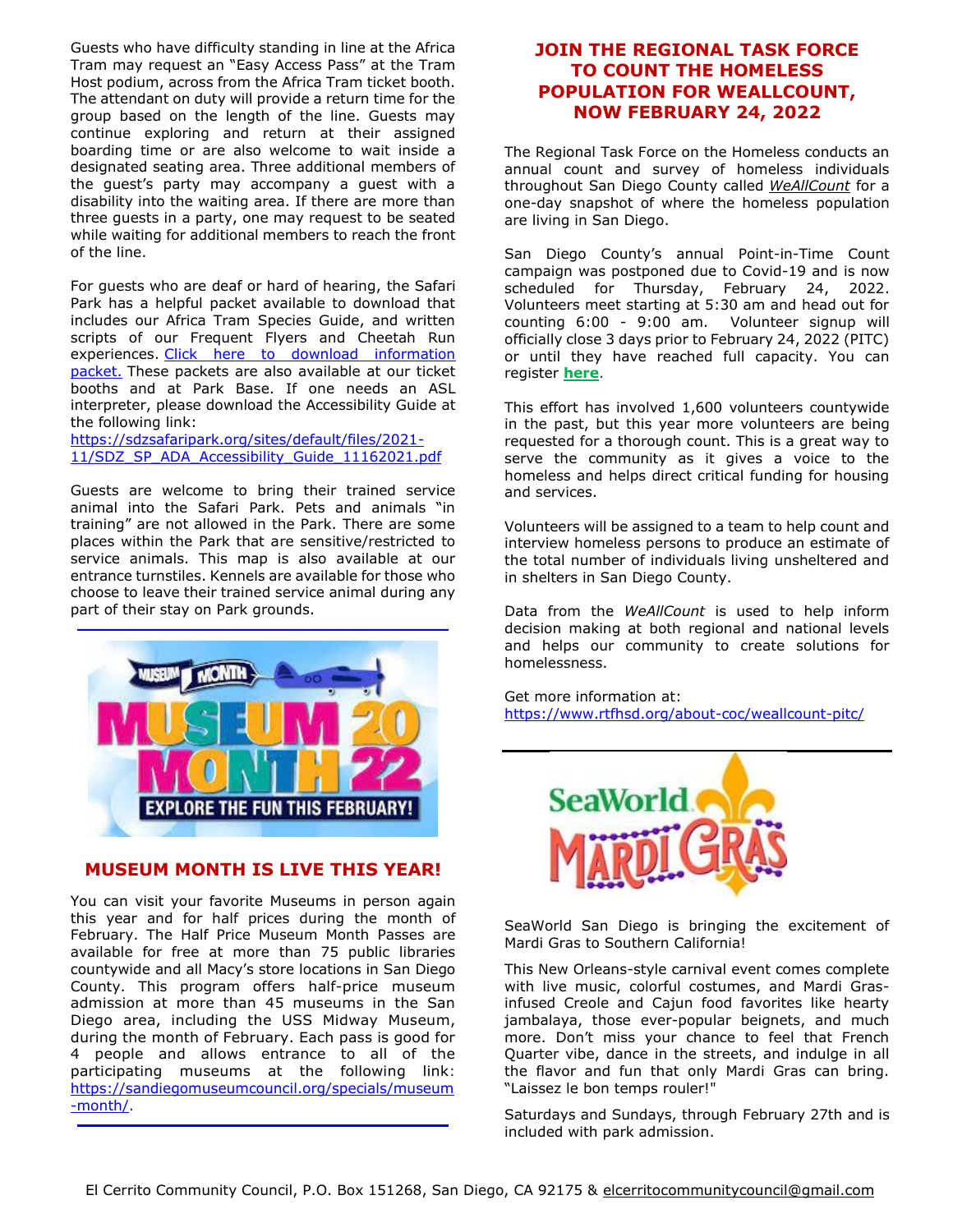Guests who have difficulty standing in line at the Africa Tram may request an "Easy Access Pass" at the Tram Host podium, across from the Africa Tram ticket booth. The attendant on duty will provide a return time for the group based on the length of the line. Guests may continue exploring and return at their assigned boarding time or are also welcome to wait inside a designated seating area. Three additional members of the guest's party may accompany a guest with a disability into the waiting area. If there are more than three guests in a party, one may request to be seated while waiting for additional members to reach the front of the line.

For guests who are deaf or hard of hearing, the Safari Park has a helpful packet available to download that includes our Africa Tram Species Guide, and written scripts of our Frequent Flyers and Cheetah Run experiences. Click here to download information packet. These packets are also available at our ticket booths and at Park Base. If one needs an ASL interpreter, please download the Accessibility Guide at the following link:
https://sdzsafaripark.org/sites/default/files/2021-11/SDZ_SP_ADA_Accessibility_Guide_11162021.pdf

Guests are welcome to bring their trained service animal into the Safari Park. Pets and animals "in training" are not allowed in the Park. There are some places within the Park that are sensitive/restricted to service animals. This map is also available at our entrance turnstiles. Kennels are available for those who choose to leave their trained service animal during any part of their stay on Park grounds.

## MUSEUM MONTH IS LIVE THIS YEAR!

You can visit your favorite Museums in person again this year and for half prices during the month of February. The Half Price Museum Month Passes are available for free at more than 75 public libraries countywide and all Macy's store locations in San Diego County. This program offers half-price museum admission at more than 45 museums in the San Diego area, including the USS Midway Museum, during the month of February. Each pass is good for 4 people and allows entrance to all of the participating museums at the following link: https://sandiegomuseumcouncil.org/specials/museum-month/.

## JOIN THE REGIONAL TASK FORCE TO COUNT THE HOMELESS POPULATION FOR WEALLCOUNT, NOW FEBRUARY 24, 2022

The Regional Task Force on the Homeless conducts an annual count and survey of homeless individuals throughout San Diego County called *WeAllCount* for a one-day snapshot of where the homeless population are living in San Diego.

San Diego County's annual Point-in-Time Count campaign was postponed due to Covid-19 and is now scheduled for Thursday, February 24, 2022. Volunteers meet starting at 5:30 am and head out for counting 6:00 - 9:00 am. Volunteer signup will officially close 3 days prior to February 24, 2022 (PITC) or until they have reached full capacity. You can register **here**.

This effort has involved 1,600 volunteers countywide in the past, but this year more volunteers are being requested for a thorough count. This is a great way to serve the community as it gives a voice to the homeless and helps direct critical funding for housing and services.

Volunteers will be assigned to a team to help count and interview homeless persons to produce an estimate of the total number of individuals living unsheltered and in shelters in San Diego County.

Data from the *WeAllCount* is used to help inform decision making at both regional and national levels and helps our community to create solutions for homelessness.

Get more information at:
https://www.rtfhsd.org/about-coc/weallcount-pitc/

SeaWorld San Diego is bringing the excitement of Mardi Gras to Southern California!

This New Orleans-style carnival event comes complete with live music, colorful costumes, and Mardi Gras-infused Creole and Cajun food favorites like hearty jambalaya, those ever-popular beignets, and much more. Don't miss your chance to feel that French Quarter vibe, dance in the streets, and indulge in all the flavor and fun that only Mardi Gras can bring. "Laissez le bon temps rouler!"

Saturdays and Sundays, through February 27th and is included with park admission.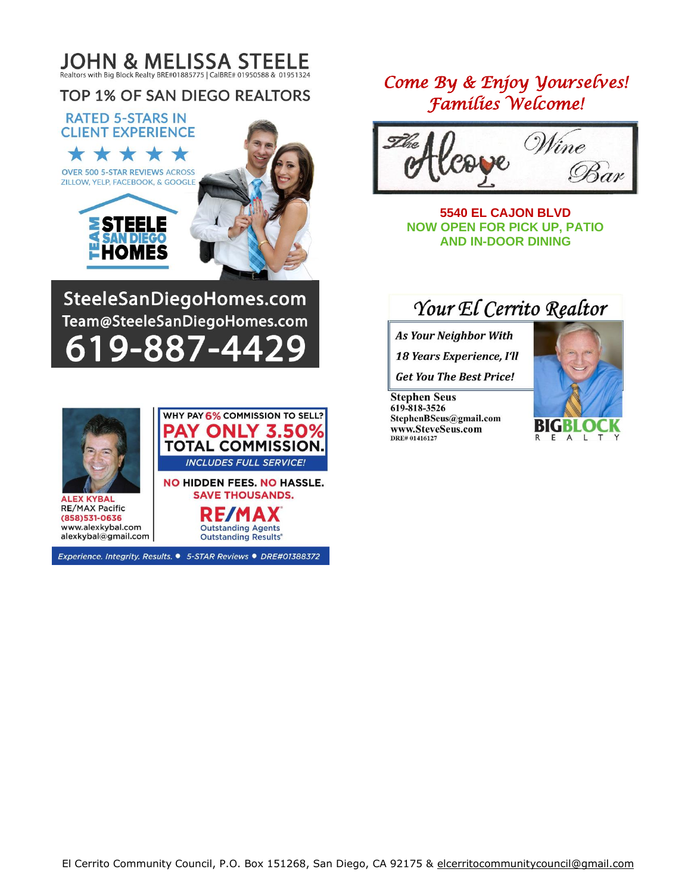## JOHN & MELISSA STEELE

Realtors with Big Block Realty BRE#01885775 | CalBRE# 01950588 & 01951324

TOP 1% OF SAN DIEGO REALTORS

RATED 5-STARS IN CLIENT EXPERIENCE

★★★★★

OVER 500 5-STAR REVIEWS ACROSS ZILLOW, YELP, FACEBOOK, & GOOGLE

TEAM STEELE SAN DIEGO HOMES

SteeleSanDiegoHomes.com

Team@SteeleSanDiegoHomes.com

**619-887-4429**

---

ALEX KYBAL
RE/MAX Pacific
(858)531-0636
www.alexkybal.com
alexkybal@gmail.com

WHY PAY 6% COMMISSION TO SELL?

**PAY ONLY 3.50% TOTAL COMMISSION.**

*INCLUDES FULL SERVICE!*

**NO HIDDEN FEES. NO HASSLE. SAVE THOUSANDS.**

RE/MAX
Outstanding Agents
Outstanding Results®

*Experience. Integrity. Results. ● 5-STAR Reviews ● DRE#01388372*

---

*Come By & Enjoy Yourselves!*
*Families Welcome!*

The Alcove Wine Bar

**5540 EL CAJON BLVD**

**NOW OPEN FOR PICK UP, PATIO AND IN-DOOR DINING**

---

## *Your El Cerrito Realtor*

***As Your Neighbor With 18 Years Experience, I'll Get You The Best Price!***

**Stephen Seus**
619-818-3526
StephenBSeus@gmail.com
www.SteveSeus.com
DRE# 01416127

BIGBLOCK REALTY

El Cerrito Community Council, P.O. Box 151268, San Diego, CA 92175 & elcerritocommunitycouncil@gmail.com